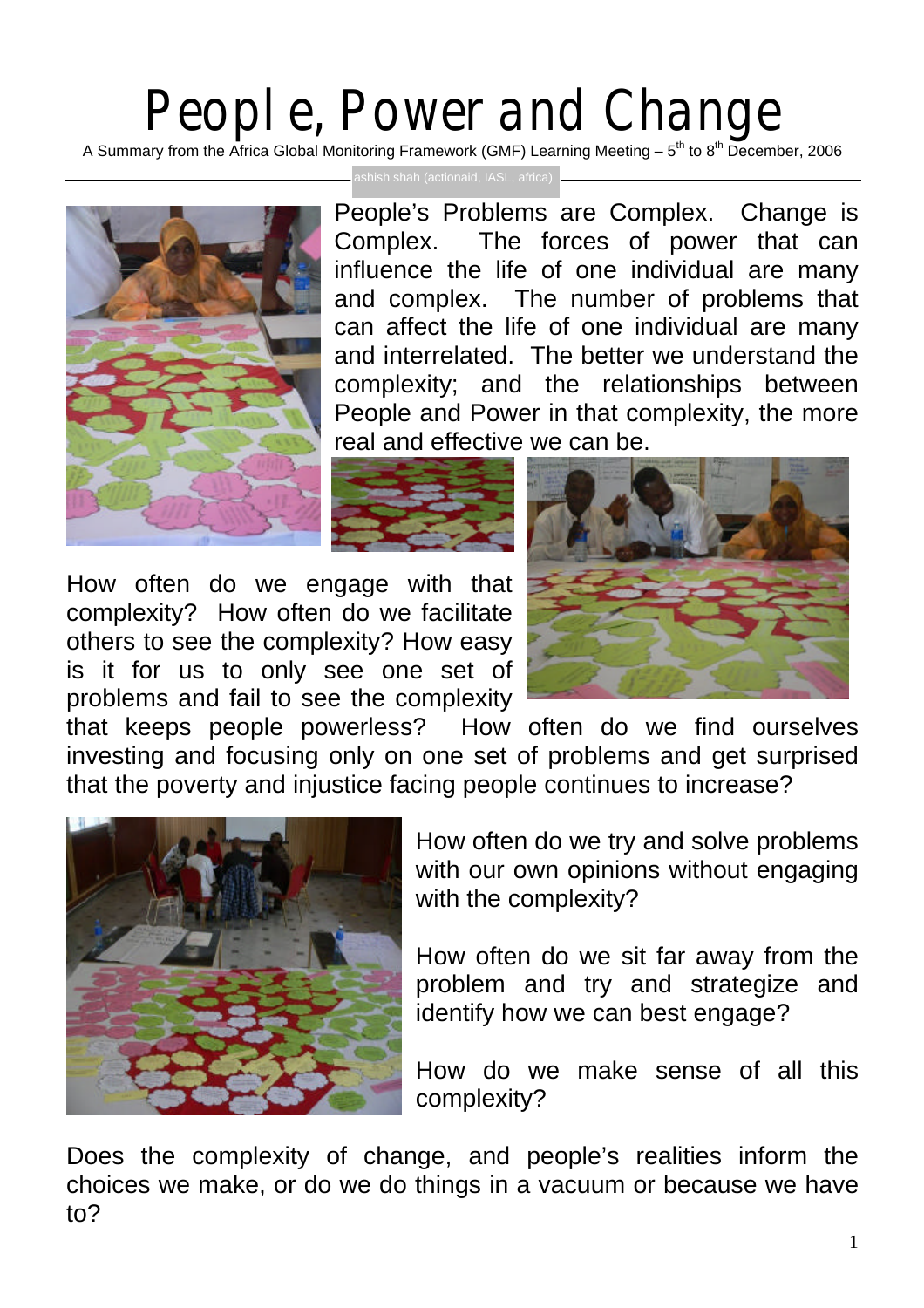# People, Power and Change

A Summary from the Africa Global Monitoring Framework (GMF) Learning Meeting – 5th to 8th December, 2006

ashish shah (actionaid, IASL, africa)

People's Problems are Complex. Change is Complex. The forces of power that can influence the life of one individual are many and complex. The number of problems that can affect the life of one individual are many and interrelated. The better we understand the complexity; and the relationships between People and Power in that complexity, the more real and effective we can be.

How often do we engage with that complexity? How often do we facilitate others to see the complexity? How easy is it for us to only see one set of problems and fail to see the complexity that keeps people powerless? How often do we find ourselves investing and focusing only on one set of problems and get surprised that the poverty and injustice facing people continues to increase?

How often do we try and solve problems with our own opinions without engaging with the complexity?

How often do we sit far away from the problem and try and strategize and identify how we can best engage?

How do we make sense of all this complexity?

Does the complexity of change, and people's realities inform the choices we make, or do we do things in a vacuum or because we have to?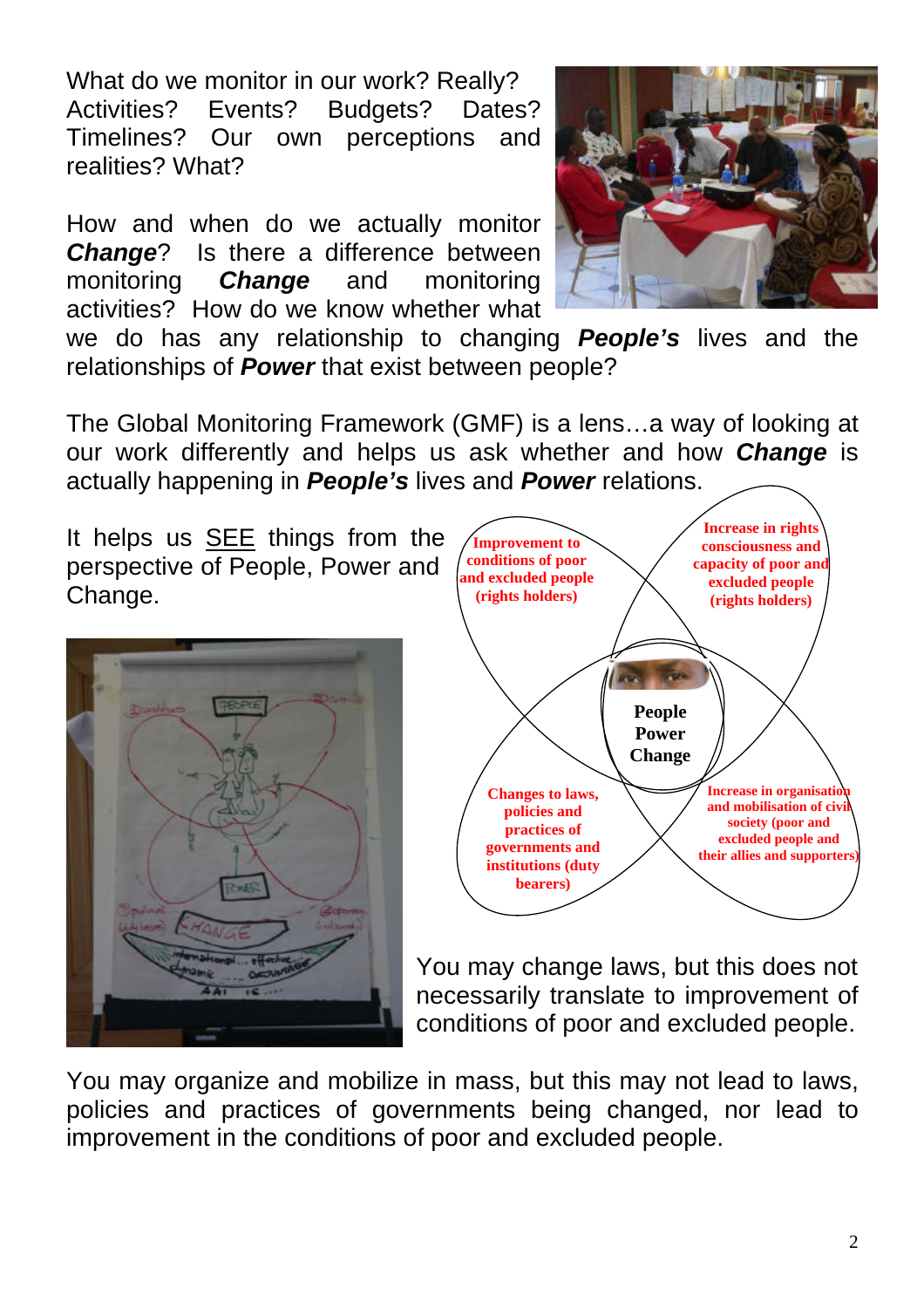What do we monitor in our work? Really? Activities? Events? Budgets? Dates? Timelines? Our own perceptions and realities? What?

How and when do we actually monitor ***Change***? Is there a difference between monitoring ***Change*** and monitoring activities? How do we know whether what we do has any relationship to changing ***People's*** lives and the relationships of ***Power*** that exist between people?

The Global Monitoring Framework (GMF) is a lens…a way of looking at our work differently and helps us ask whether and how ***Change*** is actually happening in ***People's*** lives and ***Power*** relations.

It helps us SEE things from the perspective of People, Power and Change.

**Improvement to conditions of poor and excluded people (rights holders)**

**Increase in rights consciousness and capacity of poor and excluded people (rights holders)**

**People Power Change**

**Changes to laws, policies and practices of governments and institutions (duty bearers)**

**Increase in organisation and mobilisation of civil society (poor and excluded people and their allies and supporters)**

You may change laws, but this does not necessarily translate to improvement of conditions of poor and excluded people.

You may organize and mobilize in mass, but this may not lead to laws, policies and practices of governments being changed, nor lead to improvement in the conditions of poor and excluded people.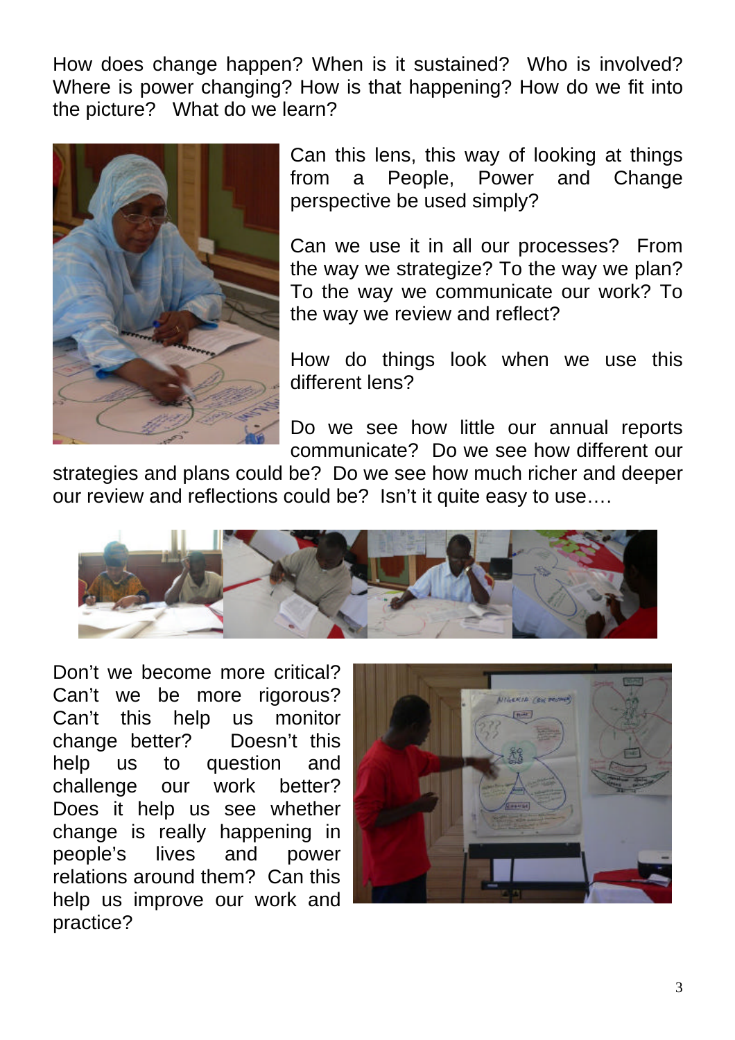How does change happen? When is it sustained? Who is involved? Where is power changing? How is that happening? How do we fit into the picture? What do we learn?

Can this lens, this way of looking at things from a People, Power and Change perspective be used simply?

Can we use it in all our processes? From the way we strategize? To the way we plan? To the way we communicate our work? To the way we review and reflect?

How do things look when we use this different lens?

Do we see how little our annual reports communicate? Do we see how different our strategies and plans could be? Do we see how much richer and deeper our review and reflections could be? Isn't it quite easy to use….

Don't we become more critical? Can't we be more rigorous? Can't this help us monitor change better? Doesn't this help us to question and challenge our work better? Does it help us see whether change is really happening in people's lives and power relations around them? Can this help us improve our work and practice?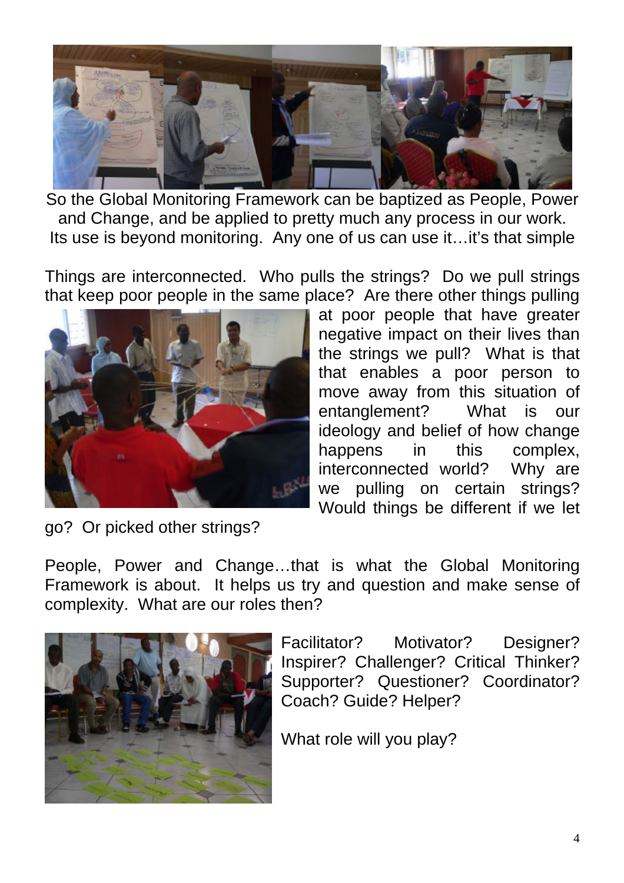So the Global Monitoring Framework can be baptized as People, Power and Change, and be applied to pretty much any process in our work. Its use is beyond monitoring. Any one of us can use it…it's that simple

Things are interconnected. Who pulls the strings? Do we pull strings that keep poor people in the same place? Are there other things pulling at poor people that have greater negative impact on their lives than the strings we pull? What is that that enables a poor person to move away from this situation of entanglement? What is our ideology and belief of how change happens in this complex, interconnected world? Why are we pulling on certain strings? Would things be different if we let go? Or picked other strings?

People, Power and Change…that is what the Global Monitoring Framework is about. It helps us try and question and make sense of complexity. What are our roles then?

Facilitator? Motivator? Designer? Inspirer? Challenger? Critical Thinker? Supporter? Questioner? Coordinator? Coach? Guide? Helper?

What role will you play?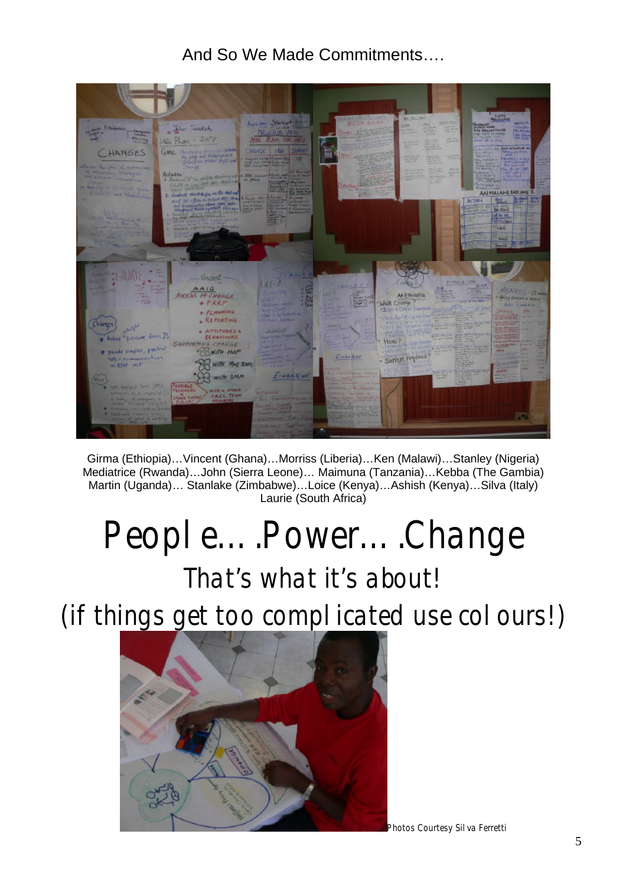And So We Made Commitments….

Girma (Ethiopia)…Vincent (Ghana)…Morriss (Liberia)…Ken (Malawi)…Stanley (Nigeria) Mediatrice (Rwanda)…John (Sierra Leone)… Maimuna (Tanzania)…Kebba (The Gambia) Martin (Uganda)… Stanlake (Zimbabwe)…Loice (Kenya)…Ashish (Kenya)…Silva (Italy) Laurie (South Africa)

# People….Power….Change

## *That's what it's about!*

## *(if things get too complicated use colours!)*

*Photos Courtesy Silva Ferretti*